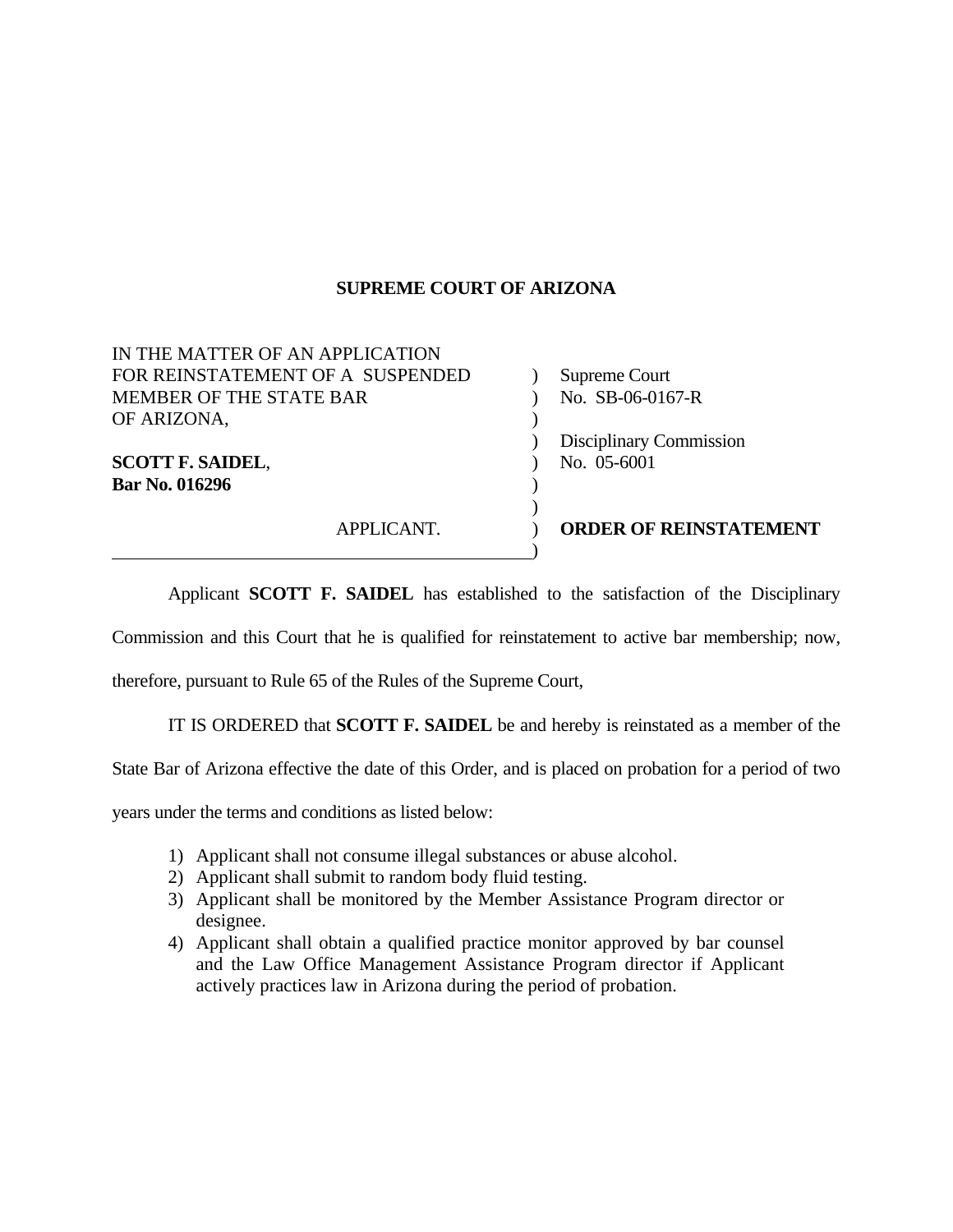**SUPREME COURT OF ARIZONA**

| | |
|---|---|
| IN THE MATTER OF AN APPLICATION FOR REINSTATEMENT OF A SUSPENDED MEMBER OF THE STATE BAR OF ARIZONA, | Supreme Court No. SB-06-0167-R |
| **SCOTT F. SAIDEL**, **Bar No. 016296** | Disciplinary Commission No. 05-6001 |
| APPLICANT. | **ORDER OF REINSTATEMENT** |

Applicant **SCOTT F. SAIDEL** has established to the satisfaction of the Disciplinary Commission and this Court that he is qualified for reinstatement to active bar membership; now, therefore, pursuant to Rule 65 of the Rules of the Supreme Court,

IT IS ORDERED that **SCOTT F. SAIDEL** be and hereby is reinstated as a member of the State Bar of Arizona effective the date of this Order, and is placed on probation for a period of two years under the terms and conditions as listed below:

1) Applicant shall not consume illegal substances or abuse alcohol.
2) Applicant shall submit to random body fluid testing.
3) Applicant shall be monitored by the Member Assistance Program director or designee.
4) Applicant shall obtain a qualified practice monitor approved by bar counsel and the Law Office Management Assistance Program director if Applicant actively practices law in Arizona during the period of probation.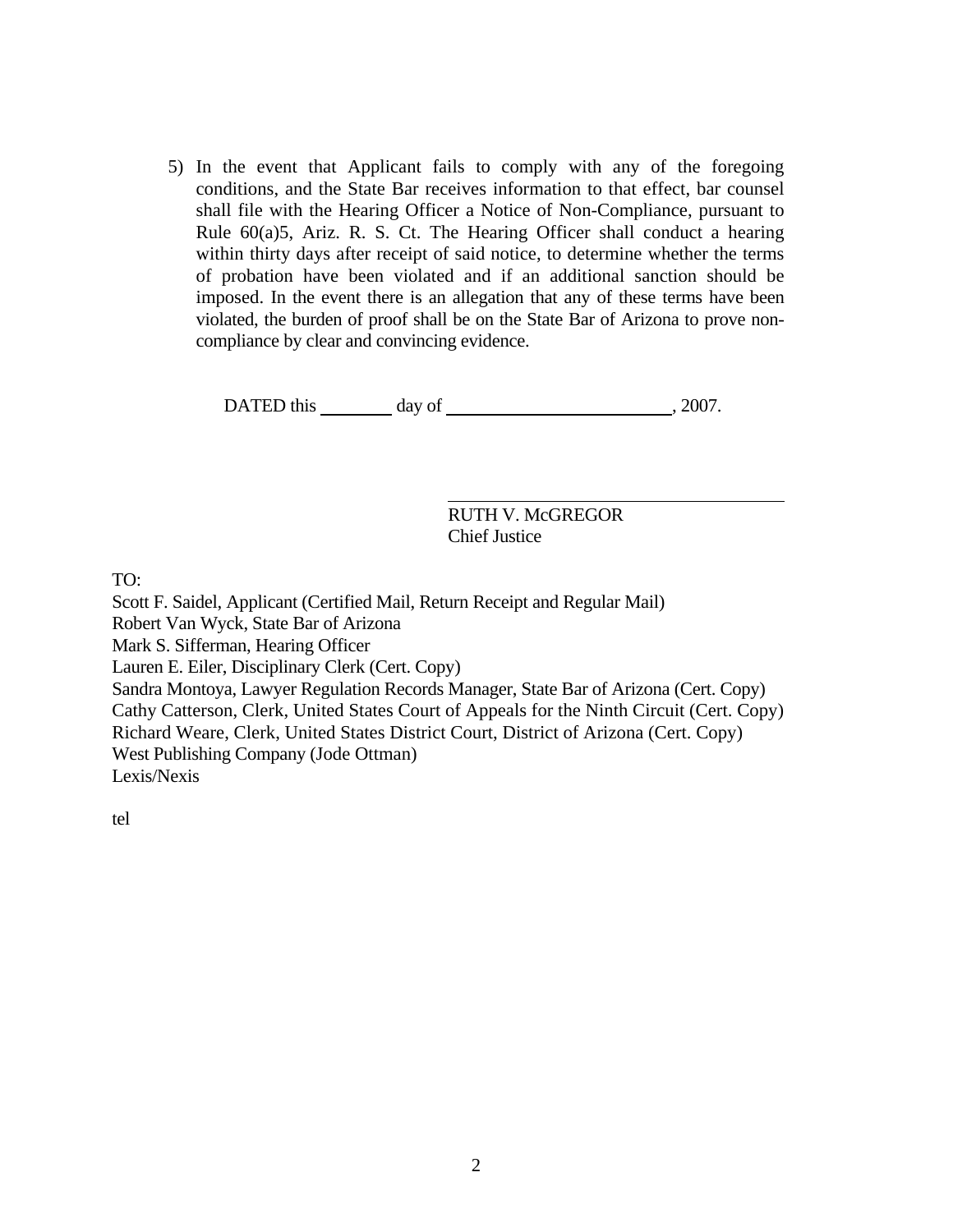5) In the event that Applicant fails to comply with any of the foregoing conditions, and the State Bar receives information to that effect, bar counsel shall file with the Hearing Officer a Notice of Non-Compliance, pursuant to Rule 60(a)5, Ariz. R. S. Ct. The Hearing Officer shall conduct a hearing within thirty days after receipt of said notice, to determine whether the terms of probation have been violated and if an additional sanction should be imposed. In the event there is an allegation that any of these terms have been violated, the burden of proof shall be on the State Bar of Arizona to prove non-compliance by clear and convincing evidence.

DATED this ________ day of ________________________, 2007.

RUTH V. McGREGOR
Chief Justice

TO:
Scott F. Saidel, Applicant (Certified Mail, Return Receipt and Regular Mail)
Robert Van Wyck, State Bar of Arizona
Mark S. Sifferman, Hearing Officer
Lauren E. Eiler, Disciplinary Clerk (Cert. Copy)
Sandra Montoya, Lawyer Regulation Records Manager, State Bar of Arizona (Cert. Copy)
Cathy Catterson, Clerk, United States Court of Appeals for the Ninth Circuit (Cert. Copy)
Richard Weare, Clerk, United States District Court, District of Arizona (Cert. Copy)
West Publishing Company (Jode Ottman)
Lexis/Nexis

tel